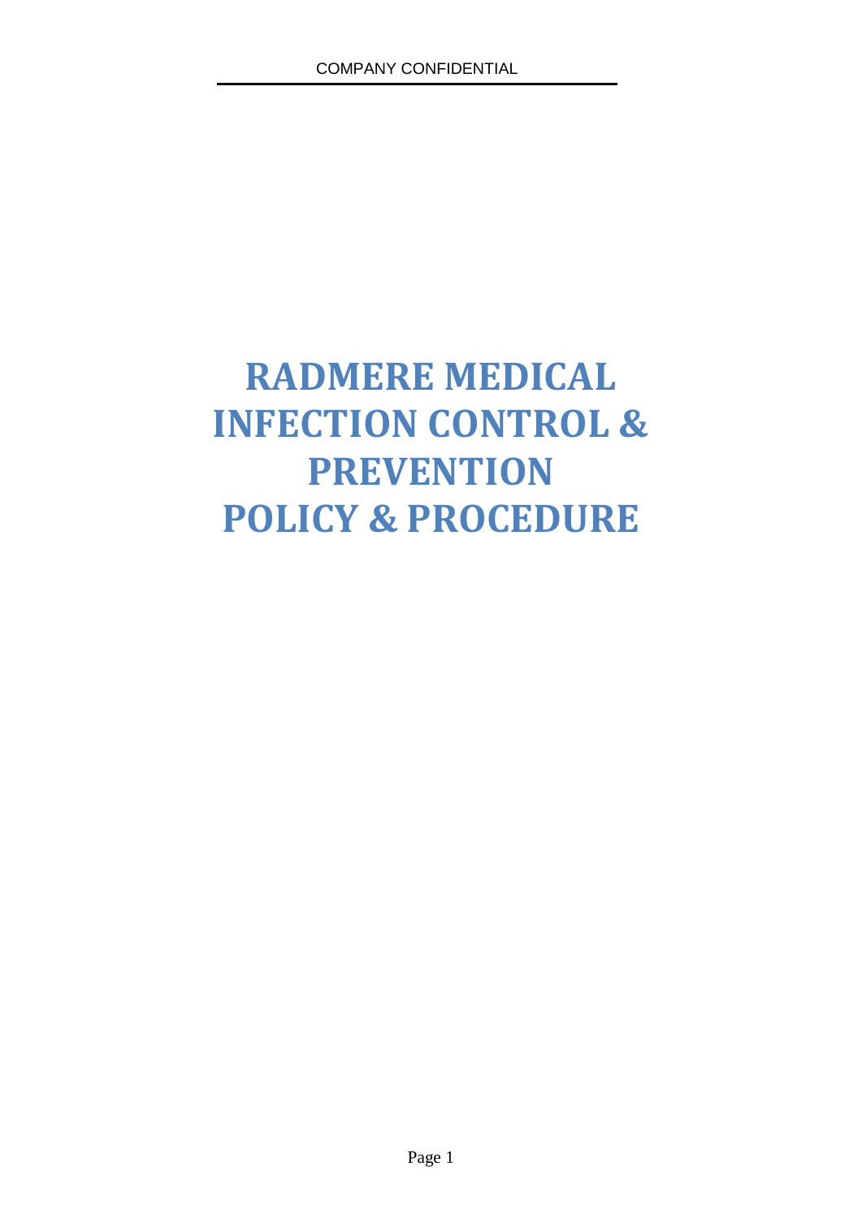# RADMERE MEDICAL INFECTION CONTROL & PREVENTION POLICY & PROCEDURE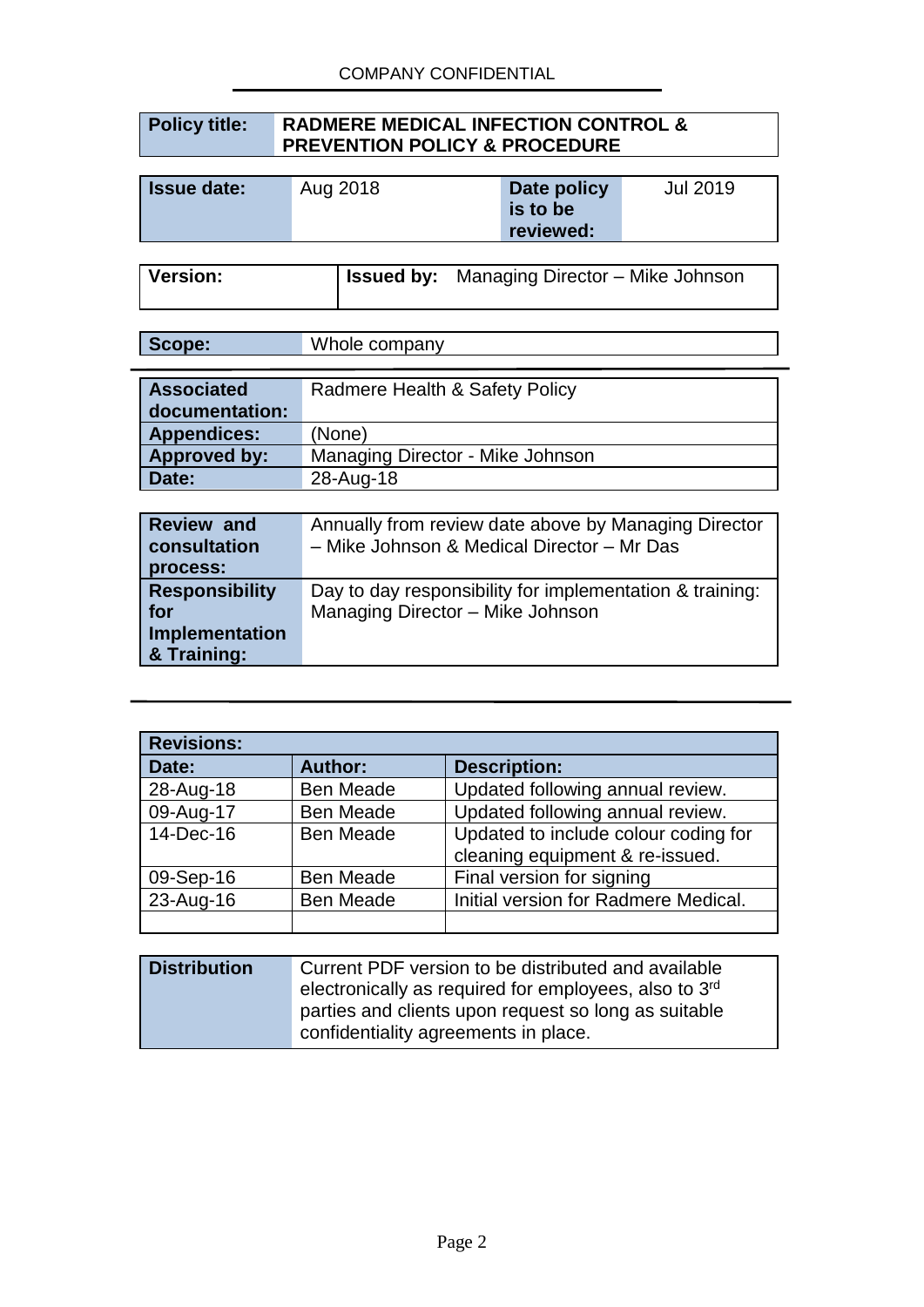COMPANY CONFIDENTIAL

| **Policy title:** | **RADMERE MEDICAL INFECTION CONTROL & PREVENTION POLICY & PROCEDURE** |
|---|---|

| **Issue date:** | Aug 2018 | **Date policy is to be reviewed:** | Jul 2019 |
|---|---|---|---|

| **Version:** | **Issued by:** Managing Director – Mike Johnson |
|---|---|

| **Scope:** | Whole company |
|---|---|

| **Associated documentation:** | Radmere Health & Safety Policy |
|---|---|
| **Appendices:** | (None) |
| **Approved by:** | Managing Director - Mike Johnson |
| **Date:** | 28-Aug-18 |

| **Review and consultation process:** | Annually from review date above by Managing Director – Mike Johnson & Medical Director – Mr Das |
|---|---|
| **Responsibility for Implementation & Training:** | Day to day responsibility for implementation & training: Managing Director – Mike Johnson |

| **Revisions:** | | |
|---|---|---|
| **Date:** | **Author:** | **Description:** |
| 28-Aug-18 | Ben Meade | Updated following annual review. |
| 09-Aug-17 | Ben Meade | Updated following annual review. |
| 14-Dec-16 | Ben Meade | Updated to include colour coding for cleaning equipment & re-issued. |
| 09-Sep-16 | Ben Meade | Final version for signing |
| 23-Aug-16 | Ben Meade | Initial version for Radmere Medical. |
| | | |

| **Distribution** | Current PDF version to be distributed and available electronically as required for employees, also to 3rd parties and clients upon request so long as suitable confidentiality agreements in place. |
|---|---|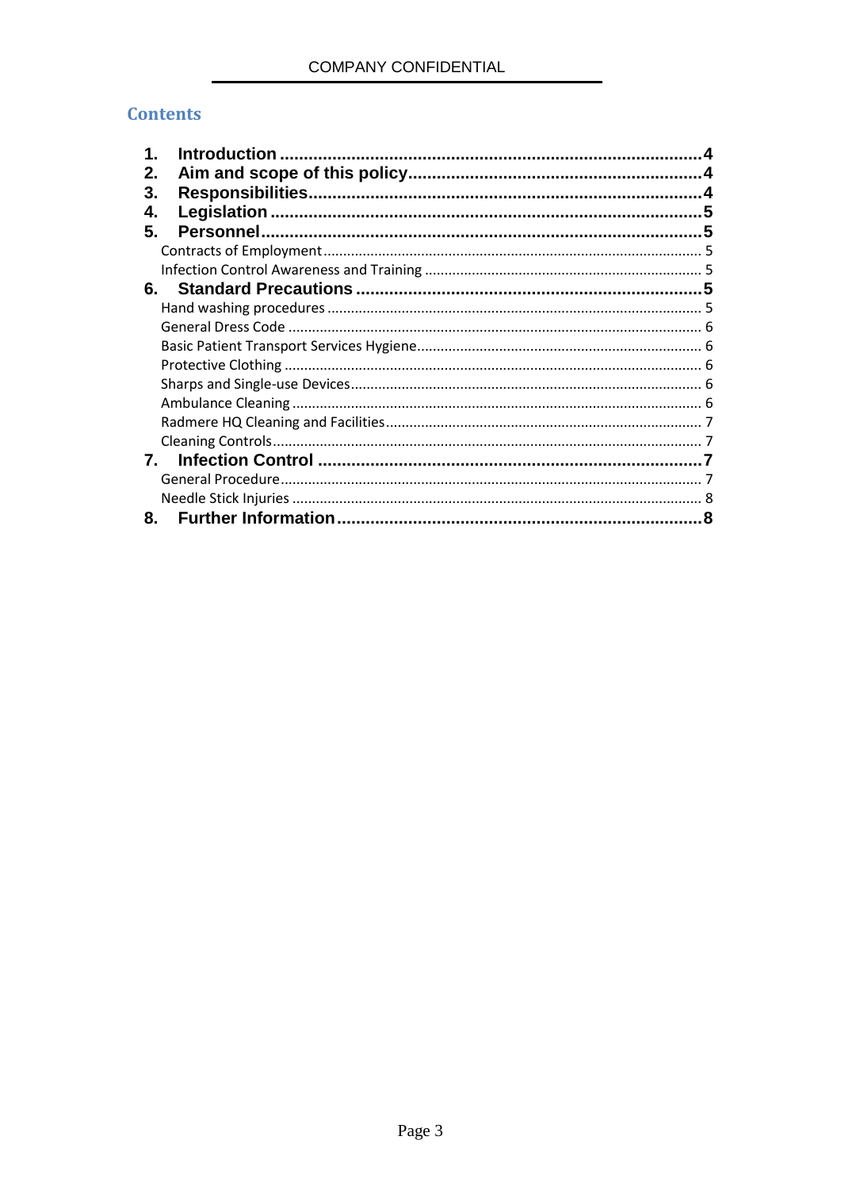## Contents

1. **Introduction** ....................................................................... 4
2. **Aim and scope of this policy** ............................................... 4
3. **Responsibilities** ..................................................................... 4
4. **Legislation** ............................................................................. 5
5. **Personnel** ............................................................................... 5
   - Contracts of Employment ....................................................... 5
   - Infection Control Awareness and Training ............................. 5
6. **Standard Precautions** ............................................................ 5
   - Hand washing procedures ...................................................... 5
   - General Dress Code ................................................................ 6
   - Basic Patient Transport Services Hygiene .............................. 6
   - Protective Clothing ................................................................. 6
   - Sharps and Single-use Devices ............................................... 6
   - Ambulance Cleaning ............................................................... 6
   - Radmere HQ Cleaning and Facilities ....................................... 7
   - Cleaning Controls .................................................................... 7
7. **Infection Control** .................................................................... 7
   - General Procedure .................................................................. 7
   - Needle Stick Injuries ............................................................... 8
8. **Further Information** ................................................................ 8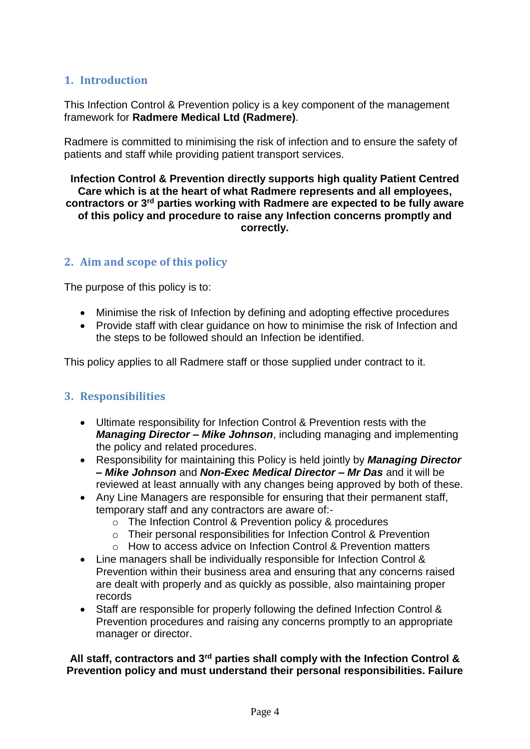## 1. Introduction

This Infection Control & Prevention policy is a key component of the management framework for **Radmere Medical Ltd (Radmere)**.

Radmere is committed to minimising the risk of infection and to ensure the safety of patients and staff while providing patient transport services.

**Infection Control & Prevention directly supports high quality Patient Centred Care which is at the heart of what Radmere represents and all employees, contractors or 3rd parties working with Radmere are expected to be fully aware of this policy and procedure to raise any Infection concerns promptly and correctly.**

## 2. Aim and scope of this policy

The purpose of this policy is to:

- Minimise the risk of Infection by defining and adopting effective procedures
- Provide staff with clear guidance on how to minimise the risk of Infection and the steps to be followed should an Infection be identified.

This policy applies to all Radmere staff or those supplied under contract to it.

## 3. Responsibilities

- Ultimate responsibility for Infection Control & Prevention rests with the ***Managing Director – Mike Johnson***, including managing and implementing the policy and related procedures.
- Responsibility for maintaining this Policy is held jointly by ***Managing Director – Mike Johnson*** and ***Non-Exec Medical Director – Mr Das*** and it will be reviewed at least annually with any changes being approved by both of these.
- Any Line Managers are responsible for ensuring that their permanent staff, temporary staff and any contractors are aware of:-
    - The Infection Control & Prevention policy & procedures
    - Their personal responsibilities for Infection Control & Prevention
    - How to access advice on Infection Control & Prevention matters
- Line managers shall be individually responsible for Infection Control & Prevention within their business area and ensuring that any concerns raised are dealt with properly and as quickly as possible, also maintaining proper records
- Staff are responsible for properly following the defined Infection Control & Prevention procedures and raising any concerns promptly to an appropriate manager or director.

**All staff, contractors and 3rd parties shall comply with the Infection Control & Prevention policy and must understand their personal responsibilities. Failure**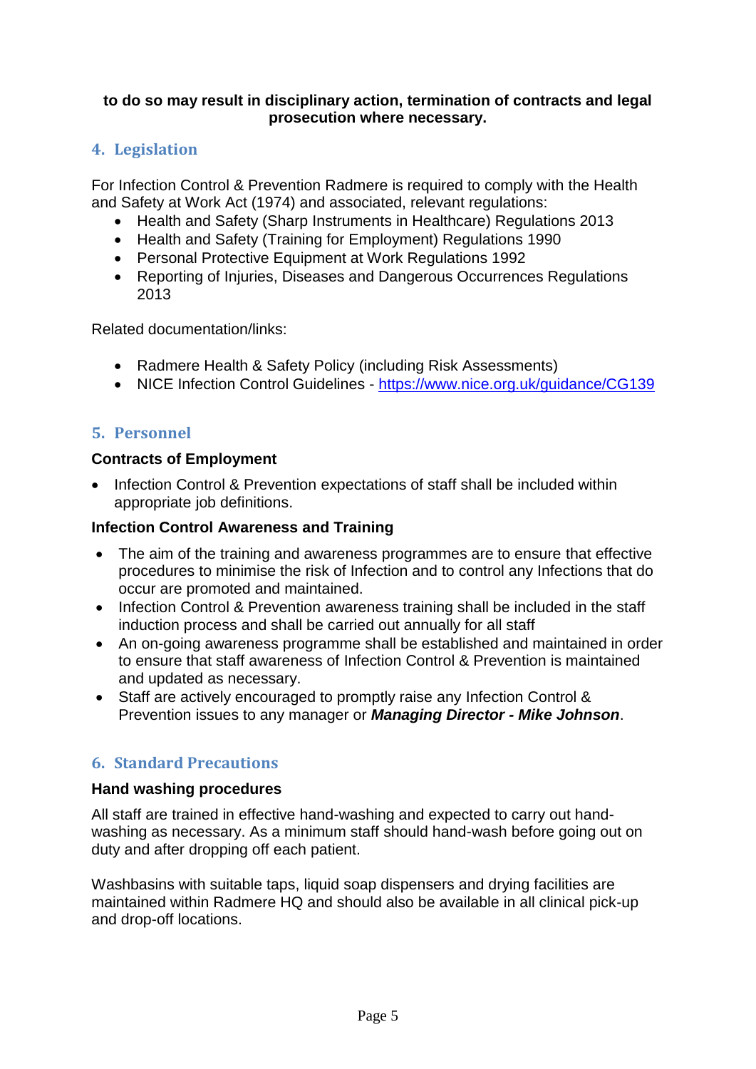**to do so may result in disciplinary action, termination of contracts and legal prosecution where necessary.**

## 4. Legislation

For Infection Control & Prevention Radmere is required to comply with the Health and Safety at Work Act (1974) and associated, relevant regulations:

- Health and Safety (Sharp Instruments in Healthcare) Regulations 2013
- Health and Safety (Training for Employment) Regulations 1990
- Personal Protective Equipment at Work Regulations 1992
- Reporting of Injuries, Diseases and Dangerous Occurrences Regulations 2013

Related documentation/links:

- Radmere Health & Safety Policy (including Risk Assessments)
- NICE Infection Control Guidelines - https://www.nice.org.uk/guidance/CG139

## 5. Personnel

**Contracts of Employment**

- Infection Control & Prevention expectations of staff shall be included within appropriate job definitions.

**Infection Control Awareness and Training**

- The aim of the training and awareness programmes are to ensure that effective procedures to minimise the risk of Infection and to control any Infections that do occur are promoted and maintained.
- Infection Control & Prevention awareness training shall be included in the staff induction process and shall be carried out annually for all staff
- An on-going awareness programme shall be established and maintained in order to ensure that staff awareness of Infection Control & Prevention is maintained and updated as necessary.
- Staff are actively encouraged to promptly raise any Infection Control & Prevention issues to any manager or ***Managing Director - Mike Johnson***.

## 6. Standard Precautions

**Hand washing procedures**

All staff are trained in effective hand-washing and expected to carry out hand-washing as necessary. As a minimum staff should hand-wash before going out on duty and after dropping off each patient.

Washbasins with suitable taps, liquid soap dispensers and drying facilities are maintained within Radmere HQ and should also be available in all clinical pick-up and drop-off locations.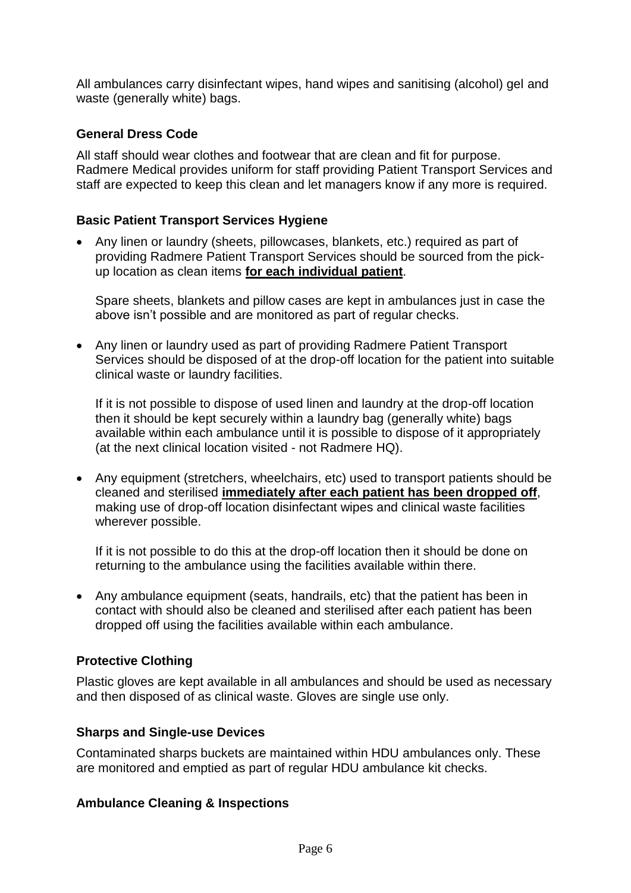All ambulances carry disinfectant wipes, hand wipes and sanitising (alcohol) gel and waste (generally white) bags.

### General Dress Code

All staff should wear clothes and footwear that are clean and fit for purpose. Radmere Medical provides uniform for staff providing Patient Transport Services and staff are expected to keep this clean and let managers know if any more is required.

### Basic Patient Transport Services Hygiene

- Any linen or laundry (sheets, pillowcases, blankets, etc.) required as part of providing Radmere Patient Transport Services should be sourced from the pick-up location as clean items **for each individual patient**.

  Spare sheets, blankets and pillow cases are kept in ambulances just in case the above isn't possible and are monitored as part of regular checks.

- Any linen or laundry used as part of providing Radmere Patient Transport Services should be disposed of at the drop-off location for the patient into suitable clinical waste or laundry facilities.

  If it is not possible to dispose of used linen and laundry at the drop-off location then it should be kept securely within a laundry bag (generally white) bags available within each ambulance until it is possible to dispose of it appropriately (at the next clinical location visited - not Radmere HQ).

- Any equipment (stretchers, wheelchairs, etc) used to transport patients should be cleaned and sterilised **immediately after each patient has been dropped off**, making use of drop-off location disinfectant wipes and clinical waste facilities wherever possible.

  If it is not possible to do this at the drop-off location then it should be done on returning to the ambulance using the facilities available within there.

- Any ambulance equipment (seats, handrails, etc) that the patient has been in contact with should also be cleaned and sterilised after each patient has been dropped off using the facilities available within each ambulance.

### Protective Clothing

Plastic gloves are kept available in all ambulances and should be used as necessary and then disposed of as clinical waste. Gloves are single use only.

### Sharps and Single-use Devices

Contaminated sharps buckets are maintained within HDU ambulances only. These are monitored and emptied as part of regular HDU ambulance kit checks.

### Ambulance Cleaning & Inspections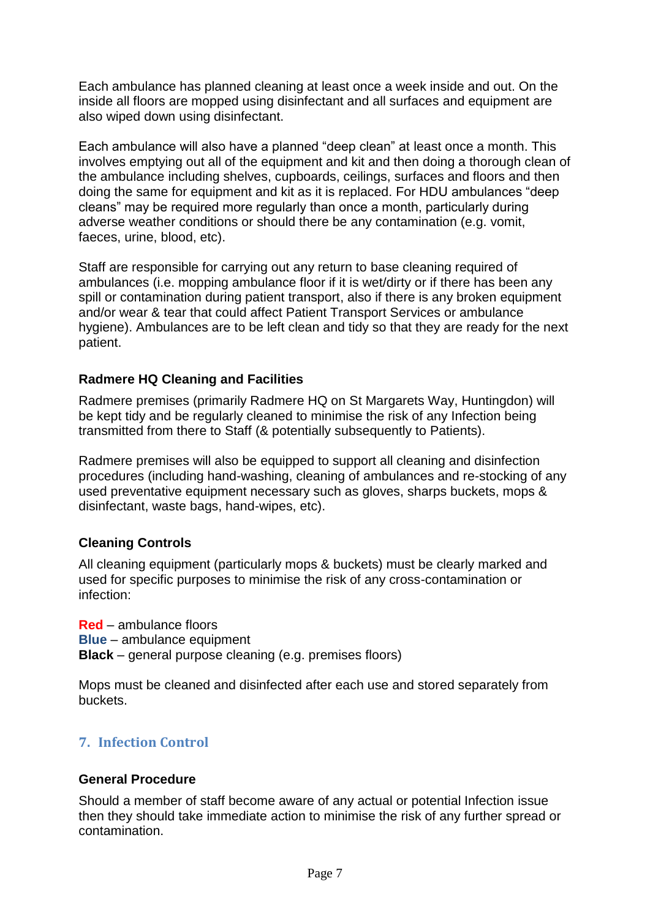Each ambulance has planned cleaning at least once a week inside and out. On the inside all floors are mopped using disinfectant and all surfaces and equipment are also wiped down using disinfectant.

Each ambulance will also have a planned "deep clean" at least once a month. This involves emptying out all of the equipment and kit and then doing a thorough clean of the ambulance including shelves, cupboards, ceilings, surfaces and floors and then doing the same for equipment and kit as it is replaced. For HDU ambulances "deep cleans" may be required more regularly than once a month, particularly during adverse weather conditions or should there be any contamination (e.g. vomit, faeces, urine, blood, etc).

Staff are responsible for carrying out any return to base cleaning required of ambulances (i.e. mopping ambulance floor if it is wet/dirty or if there has been any spill or contamination during patient transport, also if there is any broken equipment and/or wear & tear that could affect Patient Transport Services or ambulance hygiene). Ambulances are to be left clean and tidy so that they are ready for the next patient.

**Radmere HQ Cleaning and Facilities**

Radmere premises (primarily Radmere HQ on St Margarets Way, Huntingdon) will be kept tidy and be regularly cleaned to minimise the risk of any Infection being transmitted from there to Staff (& potentially subsequently to Patients).

Radmere premises will also be equipped to support all cleaning and disinfection procedures (including hand-washing, cleaning of ambulances and re-stocking of any used preventative equipment necessary such as gloves, sharps buckets, mops & disinfectant, waste bags, hand-wipes, etc).

**Cleaning Controls**

All cleaning equipment (particularly mops & buckets) must be clearly marked and used for specific purposes to minimise the risk of any cross-contamination or infection:

**Red** – ambulance floors
**Blue** – ambulance equipment
**Black** – general purpose cleaning (e.g. premises floors)

Mops must be cleaned and disinfected after each use and stored separately from buckets.

## 7. Infection Control

**General Procedure**

Should a member of staff become aware of any actual or potential Infection issue then they should take immediate action to minimise the risk of any further spread or contamination.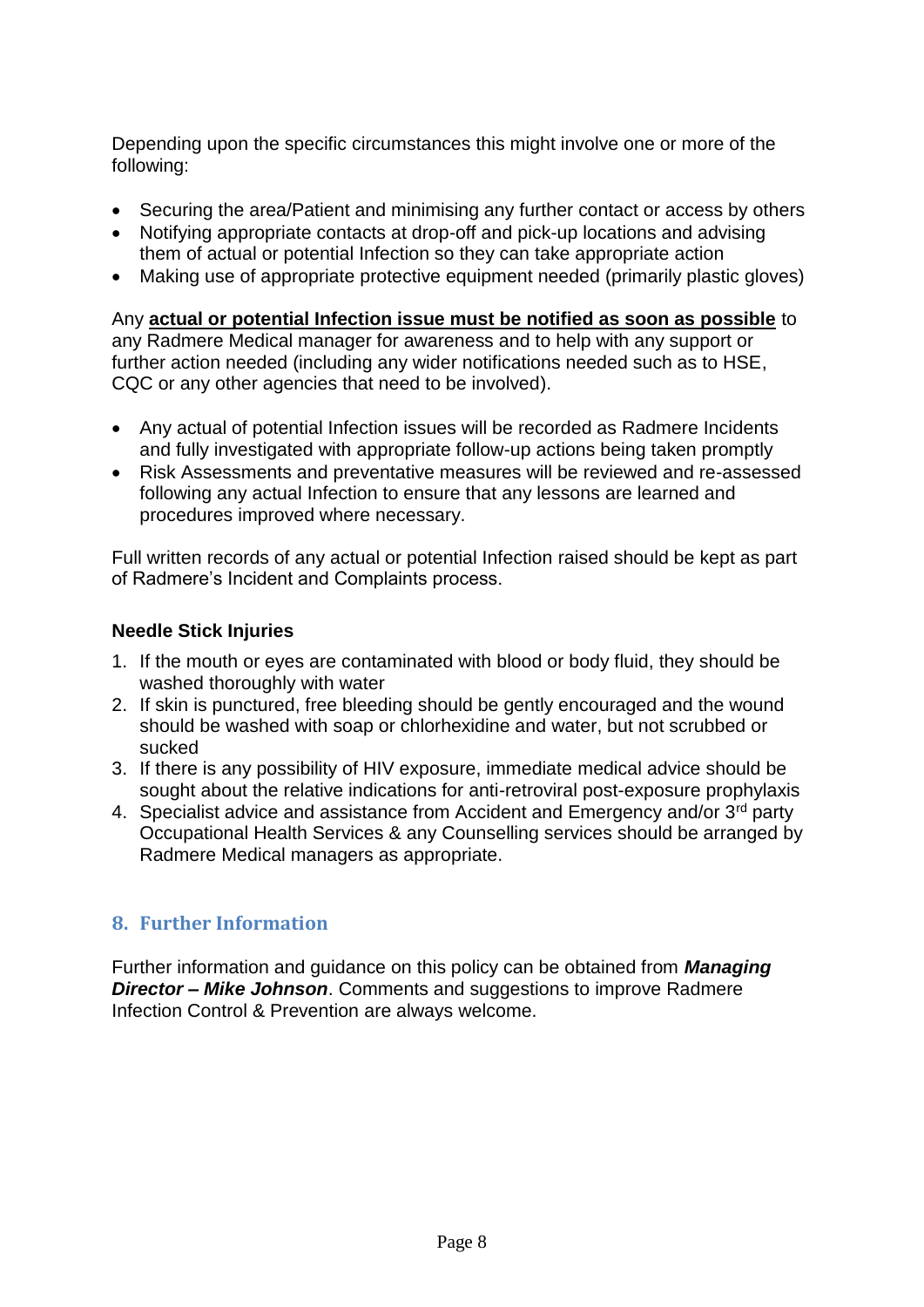Depending upon the specific circumstances this might involve one or more of the following:

- Securing the area/Patient and minimising any further contact or access by others
- Notifying appropriate contacts at drop-off and pick-up locations and advising them of actual or potential Infection so they can take appropriate action
- Making use of appropriate protective equipment needed (primarily plastic gloves)

Any **actual or potential Infection issue must be notified as soon as possible** to any Radmere Medical manager for awareness and to help with any support or further action needed (including any wider notifications needed such as to HSE, CQC or any other agencies that need to be involved).

- Any actual of potential Infection issues will be recorded as Radmere Incidents and fully investigated with appropriate follow-up actions being taken promptly
- Risk Assessments and preventative measures will be reviewed and re-assessed following any actual Infection to ensure that any lessons are learned and procedures improved where necessary.

Full written records of any actual or potential Infection raised should be kept as part of Radmere's Incident and Complaints process.

**Needle Stick Injuries**

1. If the mouth or eyes are contaminated with blood or body fluid, they should be washed thoroughly with water
2. If skin is punctured, free bleeding should be gently encouraged and the wound should be washed with soap or chlorhexidine and water, but not scrubbed or sucked
3. If there is any possibility of HIV exposure, immediate medical advice should be sought about the relative indications for anti-retroviral post-exposure prophylaxis
4. Specialist advice and assistance from Accident and Emergency and/or 3rd party Occupational Health Services & any Counselling services should be arranged by Radmere Medical managers as appropriate.

## 8. Further Information

Further information and guidance on this policy can be obtained from ***Managing Director – Mike Johnson***. Comments and suggestions to improve Radmere Infection Control & Prevention are always welcome.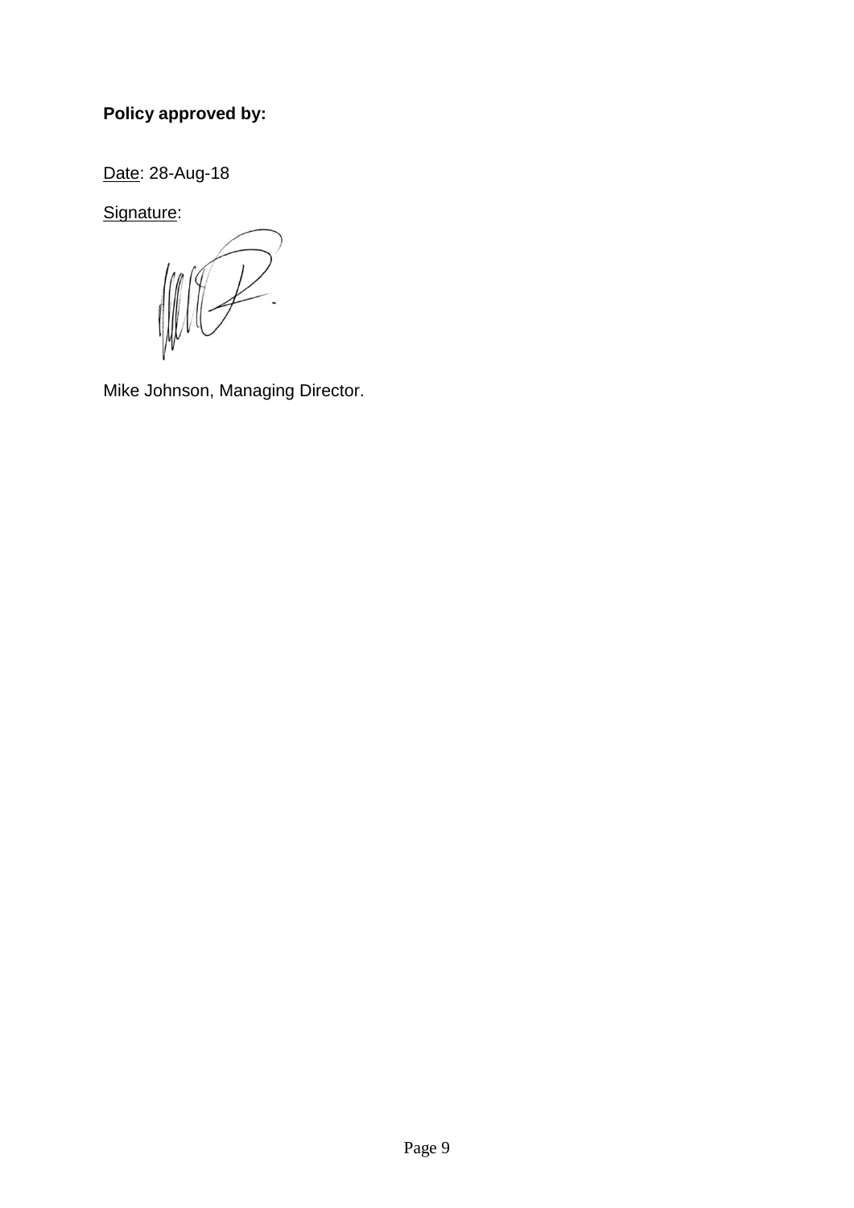**Policy approved by:**

Date: 28-Aug-18

Signature:

Mike Johnson, Managing Director.